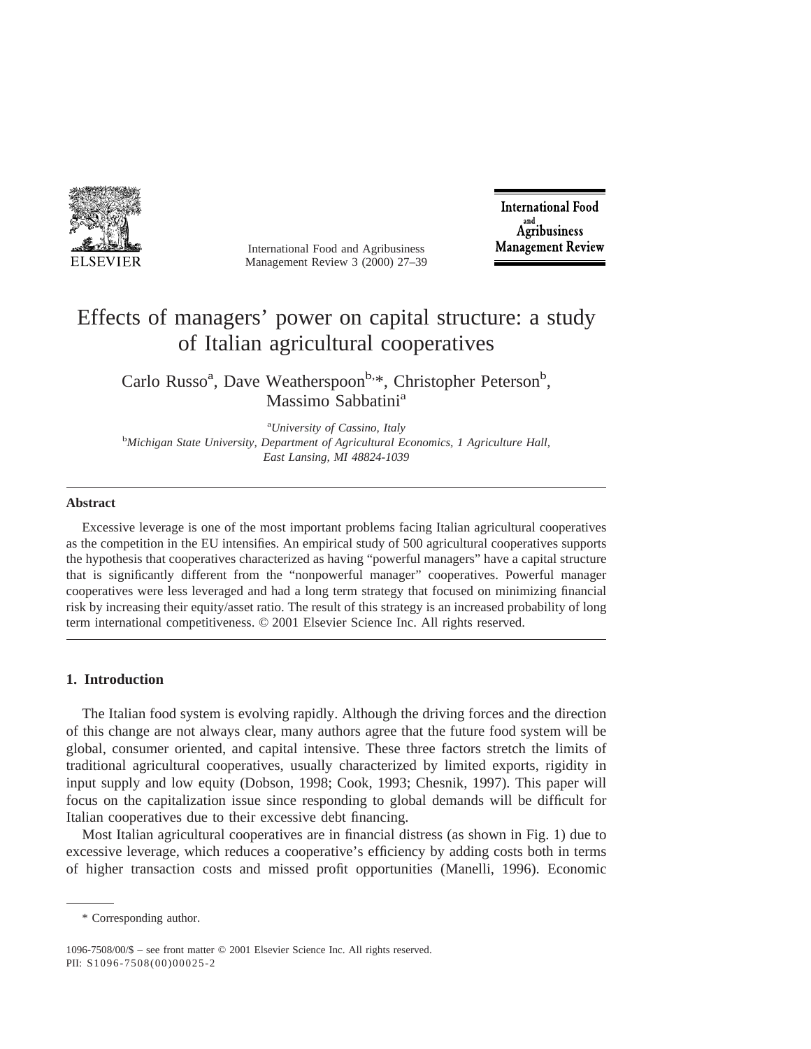# Effects of managers' power on capital structure: a study of Italian agricultural cooperatives

Carlo Russo[a], Dave Weatherspoon[b,*], Christopher Peterson[b], Massimo Sabbatini[a]

[a]*University of Cassino, Italy*
[b]*Michigan State University, Department of Agricultural Economics, 1 Agriculture Hall, East Lansing, MI 48824-1039*

## Abstract

Excessive leverage is one of the most important problems facing Italian agricultural cooperatives as the competition in the EU intensifies. An empirical study of 500 agricultural cooperatives supports the hypothesis that cooperatives characterized as having "powerful managers" have a capital structure that is significantly different from the "nonpowerful manager" cooperatives. Powerful manager cooperatives were less leveraged and had a long term strategy that focused on minimizing financial risk by increasing their equity/asset ratio. The result of this strategy is an increased probability of long term international competitiveness. © 2001 Elsevier Science Inc. All rights reserved.

## 1. Introduction

The Italian food system is evolving rapidly. Although the driving forces and the direction of this change are not always clear, many authors agree that the future food system will be global, consumer oriented, and capital intensive. These three factors stretch the limits of traditional agricultural cooperatives, usually characterized by limited exports, rigidity in input supply and low equity (Dobson, 1998; Cook, 1993; Chesnik, 1997). This paper will focus on the capitalization issue since responding to global demands will be difficult for Italian cooperatives due to their excessive debt financing.

Most Italian agricultural cooperatives are in financial distress (as shown in Fig. 1) due to excessive leverage, which reduces a cooperative's efficiency by adding costs both in terms of higher transaction costs and missed profit opportunities (Manelli, 1996). Economic

---

\* Corresponding author.

1096-7508/00/$ – see front matter © 2001 Elsevier Science Inc. All rights reserved.
PII: S1096-7508(00)00025-2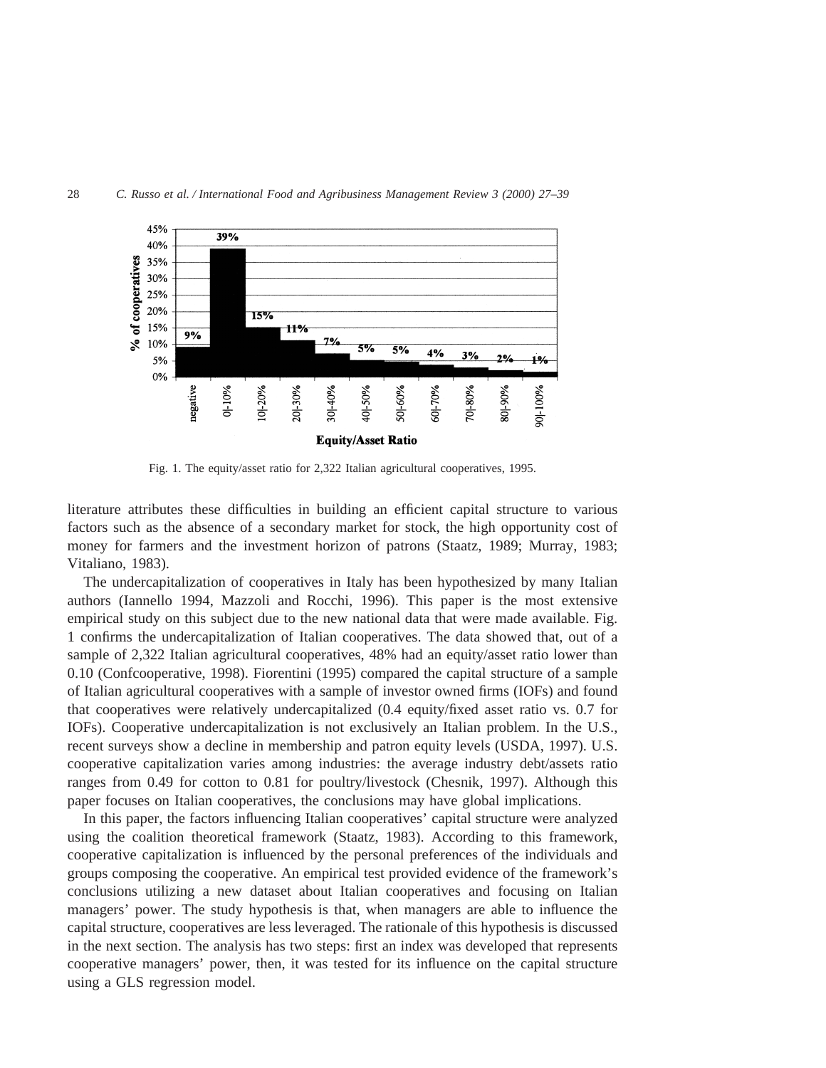Fig. 1. The equity/asset ratio for 2,322 Italian agricultural cooperatives, 1995.

literature attributes these difficulties in building an efficient capital structure to various factors such as the absence of a secondary market for stock, the high opportunity cost of money for farmers and the investment horizon of patrons (Staatz, 1989; Murray, 1983; Vitaliano, 1983).

The undercapitalization of cooperatives in Italy has been hypothesized by many Italian authors (Iannello 1994, Mazzoli and Rocchi, 1996). This paper is the most extensive empirical study on this subject due to the new national data that were made available. Fig. 1 confirms the undercapitalization of Italian cooperatives. The data showed that, out of a sample of 2,322 Italian agricultural cooperatives, 48% had an equity/asset ratio lower than 0.10 (Confcooperative, 1998). Fiorentini (1995) compared the capital structure of a sample of Italian agricultural cooperatives with a sample of investor owned firms (IOFs) and found that cooperatives were relatively undercapitalized (0.4 equity/fixed asset ratio vs. 0.7 for IOFs). Cooperative undercapitalization is not exclusively an Italian problem. In the U.S., recent surveys show a decline in membership and patron equity levels (USDA, 1997). U.S. cooperative capitalization varies among industries: the average industry debt/assets ratio ranges from 0.49 for cotton to 0.81 for poultry/livestock (Chesnik, 1997). Although this paper focuses on Italian cooperatives, the conclusions may have global implications.

In this paper, the factors influencing Italian cooperatives' capital structure were analyzed using the coalition theoretical framework (Staatz, 1983). According to this framework, cooperative capitalization is influenced by the personal preferences of the individuals and groups composing the cooperative. An empirical test provided evidence of the framework's conclusions utilizing a new dataset about Italian cooperatives and focusing on Italian managers' power. The study hypothesis is that, when managers are able to influence the capital structure, cooperatives are less leveraged. The rationale of this hypothesis is discussed in the next section. The analysis has two steps: first an index was developed that represents cooperative managers' power, then, it was tested for its influence on the capital structure using a GLS regression model.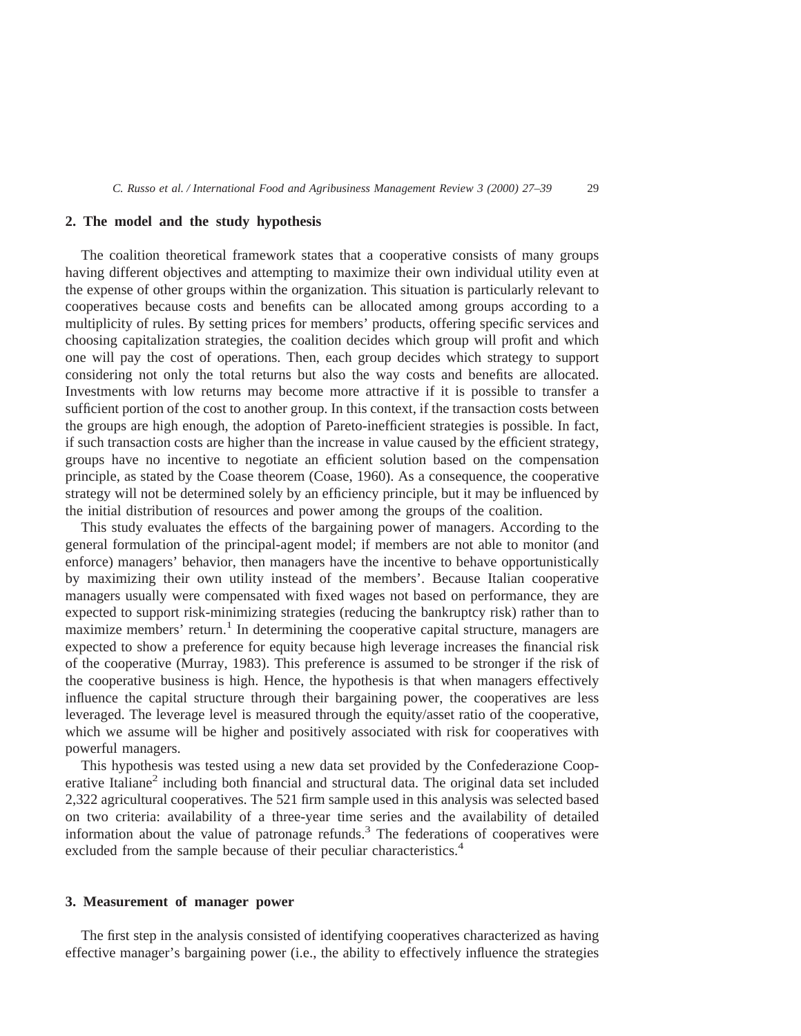## 2. The model and the study hypothesis

The coalition theoretical framework states that a cooperative consists of many groups having different objectives and attempting to maximize their own individual utility even at the expense of other groups within the organization. This situation is particularly relevant to cooperatives because costs and benefits can be allocated among groups according to a multiplicity of rules. By setting prices for members' products, offering specific services and choosing capitalization strategies, the coalition decides which group will profit and which one will pay the cost of operations. Then, each group decides which strategy to support considering not only the total returns but also the way costs and benefits are allocated. Investments with low returns may become more attractive if it is possible to transfer a sufficient portion of the cost to another group. In this context, if the transaction costs between the groups are high enough, the adoption of Pareto-inefficient strategies is possible. In fact, if such transaction costs are higher than the increase in value caused by the efficient strategy, groups have no incentive to negotiate an efficient solution based on the compensation principle, as stated by the Coase theorem (Coase, 1960). As a consequence, the cooperative strategy will not be determined solely by an efficiency principle, but it may be influenced by the initial distribution of resources and power among the groups of the coalition.

This study evaluates the effects of the bargaining power of managers. According to the general formulation of the principal-agent model; if members are not able to monitor (and enforce) managers' behavior, then managers have the incentive to behave opportunistically by maximizing their own utility instead of the members'. Because Italian cooperative managers usually were compensated with fixed wages not based on performance, they are expected to support risk-minimizing strategies (reducing the bankruptcy risk) rather than to maximize members' return.[1] In determining the cooperative capital structure, managers are expected to show a preference for equity because high leverage increases the financial risk of the cooperative (Murray, 1983). This preference is assumed to be stronger if the risk of the cooperative business is high. Hence, the hypothesis is that when managers effectively influence the capital structure through their bargaining power, the cooperatives are less leveraged. The leverage level is measured through the equity/asset ratio of the cooperative, which we assume will be higher and positively associated with risk for cooperatives with powerful managers.

This hypothesis was tested using a new data set provided by the Confederazione Cooperative Italiane[2] including both financial and structural data. The original data set included 2,322 agricultural cooperatives. The 521 firm sample used in this analysis was selected based on two criteria: availability of a three-year time series and the availability of detailed information about the value of patronage refunds.[3] The federations of cooperatives were excluded from the sample because of their peculiar characteristics.[4]

## 3. Measurement of manager power

The first step in the analysis consisted of identifying cooperatives characterized as having effective manager's bargaining power (i.e., the ability to effectively influence the strategies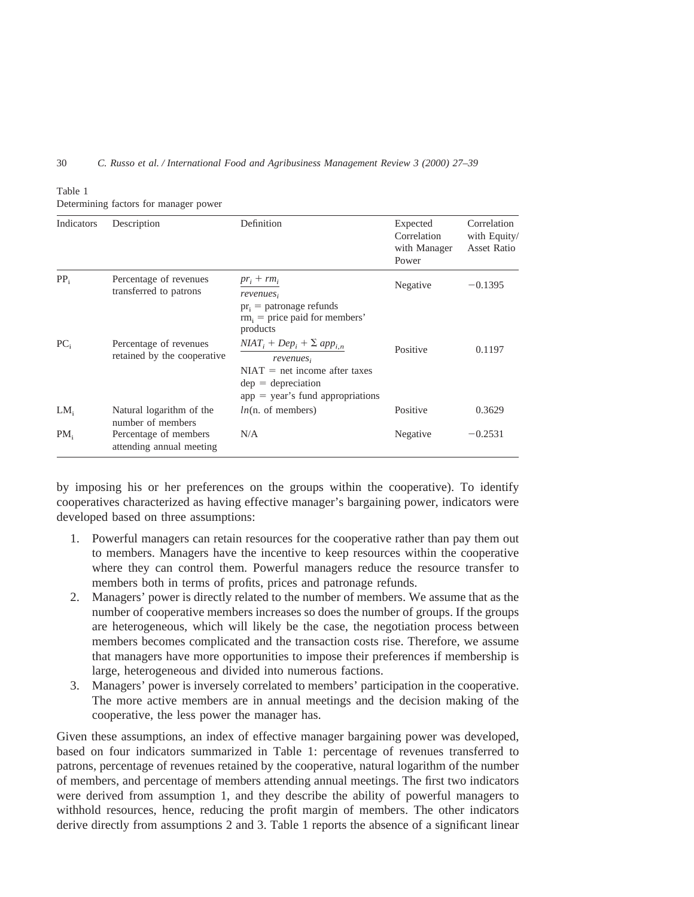Table 1
Determining factors for manager power

| Indicators | Description | Definition | Expected Correlation with Manager Power | Correlation with Equity/ Asset Ratio |
|---|---|---|---|---|
| $PP_i$ | Percentage of revenues transferred to patrons | $\dfrac{pr_i + rm_i}{revenues_i}$ $pr_i$ = patronage refunds $rm_i$ = price paid for members' products | Negative | −0.1395 |
| $PC_i$ | Percentage of revenues retained by the cooperative | $\dfrac{NIAT_i + Dep_i + \Sigma\, app_{i,n}}{revenues_i}$ NIAT = net income after taxes dep = depreciation app = year's fund appropriations | Positive | 0.1197 |
| $LM_i$ | Natural logarithm of the number of members | $ln$(n. of members) | Positive | 0.3629 |
| $PM_i$ | Percentage of members attending annual meeting | N/A | Negative | −0.2531 |

by imposing his or her preferences on the groups within the cooperative). To identify cooperatives characterized as having effective manager's bargaining power, indicators were developed based on three assumptions:

1. Powerful managers can retain resources for the cooperative rather than pay them out to members. Managers have the incentive to keep resources within the cooperative where they can control them. Powerful managers reduce the resource transfer to members both in terms of profits, prices and patronage refunds.
2. Managers' power is directly related to the number of members. We assume that as the number of cooperative members increases so does the number of groups. If the groups are heterogeneous, which will likely be the case, the negotiation process between members becomes complicated and the transaction costs rise. Therefore, we assume that managers have more opportunities to impose their preferences if membership is large, heterogeneous and divided into numerous factions.
3. Managers' power is inversely correlated to members' participation in the cooperative. The more active members are in annual meetings and the decision making of the cooperative, the less power the manager has.

Given these assumptions, an index of effective manager bargaining power was developed, based on four indicators summarized in Table 1: percentage of revenues transferred to patrons, percentage of revenues retained by the cooperative, natural logarithm of the number of members, and percentage of members attending annual meetings. The first two indicators were derived from assumption 1, and they describe the ability of powerful managers to withhold resources, hence, reducing the profit margin of members. The other indicators derive directly from assumptions 2 and 3. Table 1 reports the absence of a significant linear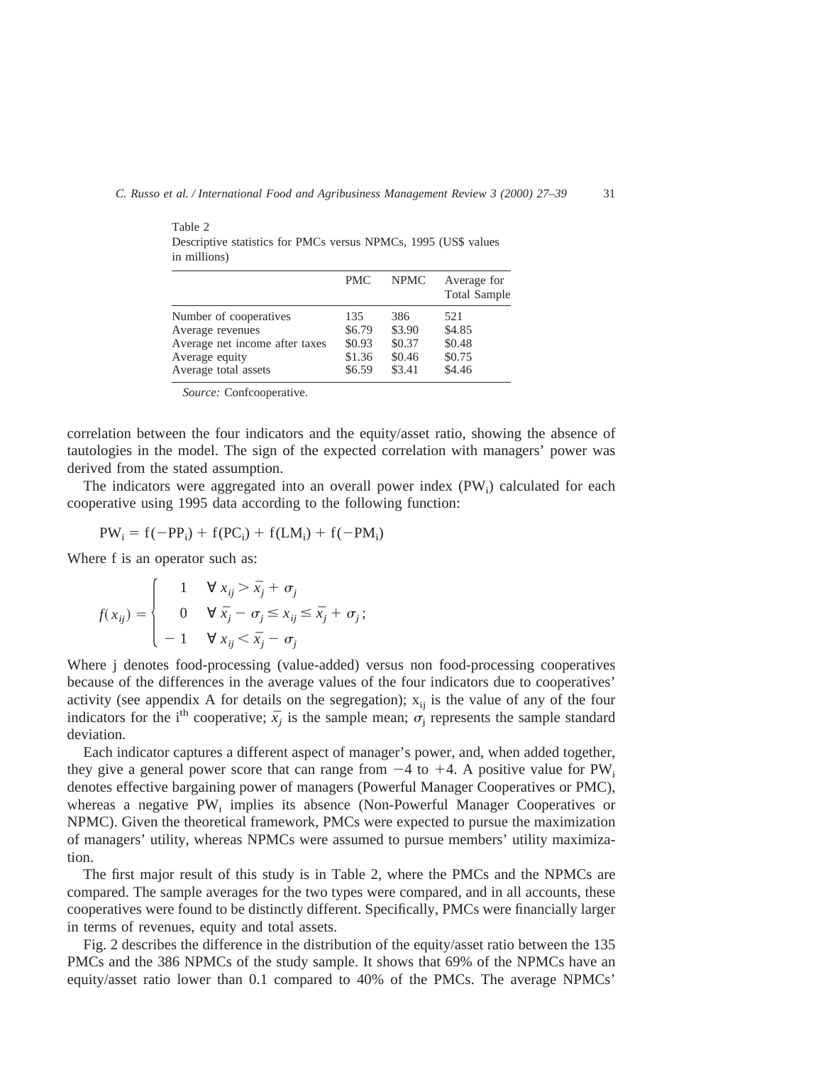Table 2
Descriptive statistics for PMCs versus NPMCs, 1995 (US$ values in millions)

| | PMC | NPMC | Average for Total Sample |
|---|---|---|---|
| Number of cooperatives | 135 | 386 | 521 |
| Average revenues | \$6.79 | \$3.90 | \$4.85 |
| Average net income after taxes | \$0.93 | \$0.37 | \$0.48 |
| Average equity | \$1.36 | \$0.46 | \$0.75 |
| Average total assets | \$6.59 | \$3.41 | \$4.46 |

*Source:* Confcooperative.

correlation between the four indicators and the equity/asset ratio, showing the absence of tautologies in the model. The sign of the expected correlation with managers' power was derived from the stated assumption.

The indicators were aggregated into an overall power index ($PW_i$) calculated for each cooperative using 1995 data according to the following function:

$$PW_i = f(-PP_i) + f(PC_i) + f(LM_i) + f(-PM_i)$$

Where f is an operator such as:

$$f(x_{ij}) = \begin{cases} 1 & \forall\, x_{ij} > \bar{x}_j + \sigma_j \\ 0 & \forall\, \bar{x}_j - \sigma_j \leq x_{ij} \leq \bar{x}_j + \sigma_j\,; \\ -1 & \forall\, x_{ij} < \bar{x}_j - \sigma_j \end{cases}$$

Where j denotes food-processing (value-added) versus non food-processing cooperatives because of the differences in the average values of the four indicators due to cooperatives' activity (see appendix A for details on the segregation); $x_{ij}$ is the value of any of the four indicators for the i[th] cooperative; $\bar{x}_j$ is the sample mean; $\sigma_j$ represents the sample standard deviation.

Each indicator captures a different aspect of manager's power, and, when added together, they give a general power score that can range from −4 to +4. A positive value for $PW_i$ denotes effective bargaining power of managers (Powerful Manager Cooperatives or PMC), whereas a negative $PW_i$ implies its absence (Non-Powerful Manager Cooperatives or NPMC). Given the theoretical framework, PMCs were expected to pursue the maximization of managers' utility, whereas NPMCs were assumed to pursue members' utility maximization.

The first major result of this study is in Table 2, where the PMCs and the NPMCs are compared. The sample averages for the two types were compared, and in all accounts, these cooperatives were found to be distinctly different. Specifically, PMCs were financially larger in terms of revenues, equity and total assets.

Fig. 2 describes the difference in the distribution of the equity/asset ratio between the 135 PMCs and the 386 NPMCs of the study sample. It shows that 69% of the NPMCs have an equity/asset ratio lower than 0.1 compared to 40% of the PMCs. The average NPMCs'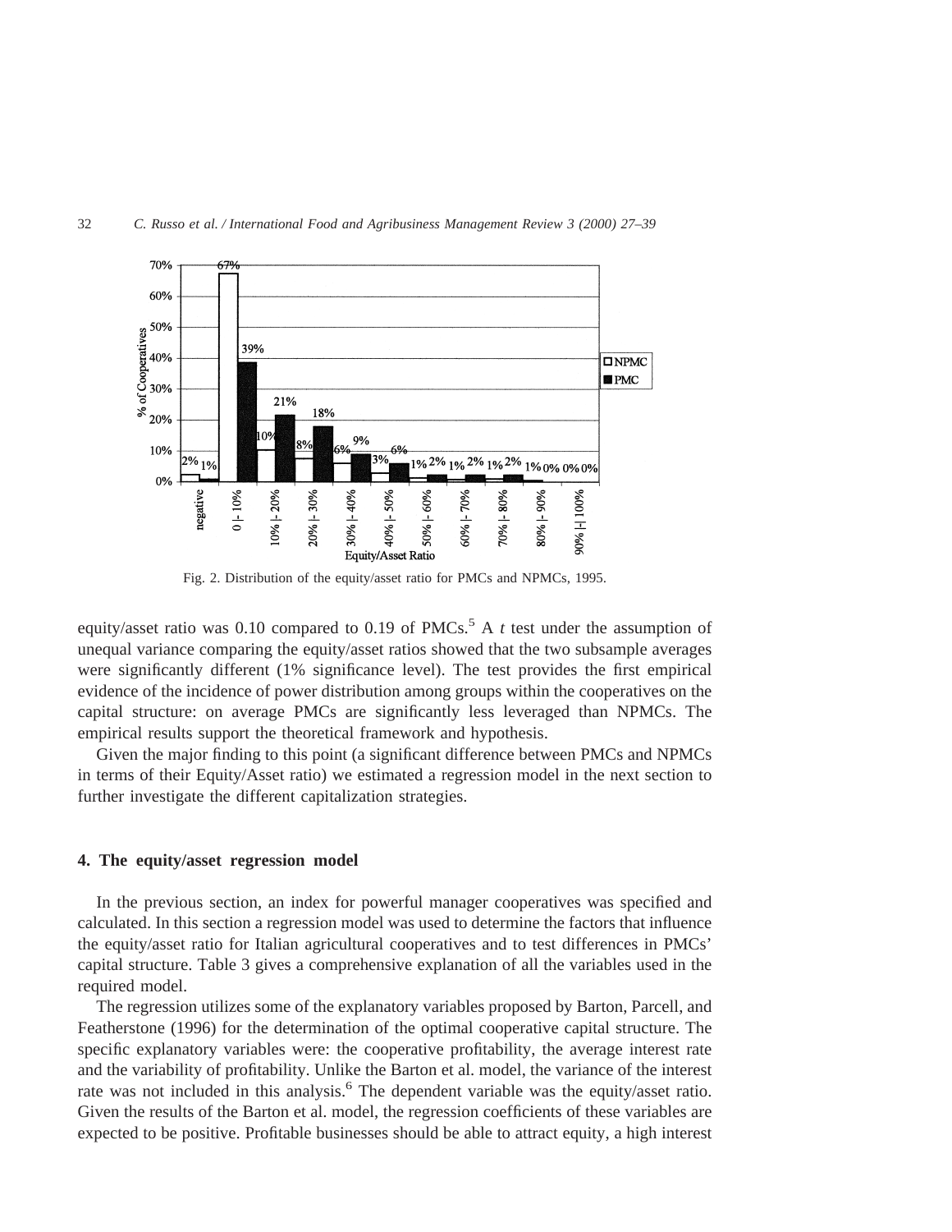Fig. 2. Distribution of the equity/asset ratio for PMCs and NPMCs, 1995.

equity/asset ratio was 0.10 compared to 0.19 of PMCs.[5] A *t* test under the assumption of unequal variance comparing the equity/asset ratios showed that the two subsample averages were significantly different (1% significance level). The test provides the first empirical evidence of the incidence of power distribution among groups within the cooperatives on the capital structure: on average PMCs are significantly less leveraged than NPMCs. The empirical results support the theoretical framework and hypothesis.

Given the major finding to this point (a significant difference between PMCs and NPMCs in terms of their Equity/Asset ratio) we estimated a regression model in the next section to further investigate the different capitalization strategies.

## 4. The equity/asset regression model

In the previous section, an index for powerful manager cooperatives was specified and calculated. In this section a regression model was used to determine the factors that influence the equity/asset ratio for Italian agricultural cooperatives and to test differences in PMCs' capital structure. Table 3 gives a comprehensive explanation of all the variables used in the required model.

The regression utilizes some of the explanatory variables proposed by Barton, Parcell, and Featherstone (1996) for the determination of the optimal cooperative capital structure. The specific explanatory variables were: the cooperative profitability, the average interest rate and the variability of profitability. Unlike the Barton et al. model, the variance of the interest rate was not included in this analysis.[6] The dependent variable was the equity/asset ratio. Given the results of the Barton et al. model, the regression coefficients of these variables are expected to be positive. Profitable businesses should be able to attract equity, a high interest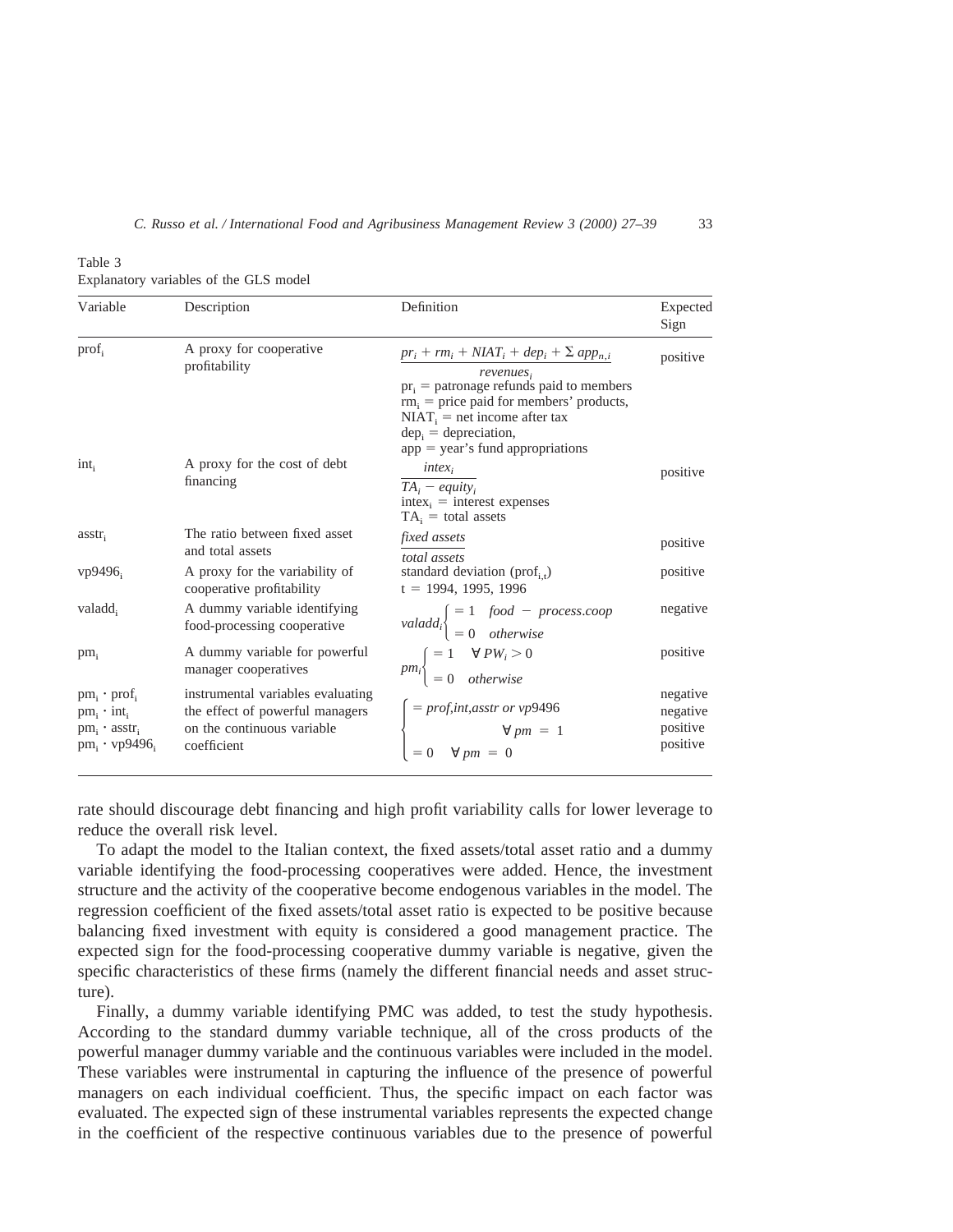Table 3
Explanatory variables of the GLS model

| Variable | Description | Definition | Expected Sign |
|---|---|---|---|
| $prof_i$ | A proxy for cooperative profitability | $\dfrac{pr_i + rm_i + NIAT_i + dep_i + \Sigma\, app_{n,i}}{revenues_i}$ <br> $pr_i$ = patronage refunds paid to members <br> $rm_i$ = price paid for members' products, <br> $NIAT_i$ = net income after tax <br> $dep_i$ = depreciation, <br> app = year's fund appropriations | positive |
| $int_i$ | A proxy for the cost of debt financing | $\dfrac{intex_i}{TA_i - equity_i}$ <br> $intex_i$ = interest expenses <br> $TA_i$ = total assets | positive |
| $asstr_i$ | The ratio between fixed asset and total assets | $\dfrac{fixed\ assets}{total\ assets}$ | positive |
| $vp9496_i$ | A proxy for the variability of cooperative profitability | standard deviation ($prof_{i,t}$) <br> t = 1994, 1995, 1996 | positive |
| $valadd_i$ | A dummy variable identifying food-processing cooperative | $valadd_i \begin{cases} = 1 & food - process.coop \\ = 0 & otherwise \end{cases}$ | negative |
| $pm_i$ | A dummy variable for powerful manager cooperatives | $pm_i \begin{cases} = 1 & \forall\, PW_i > 0 \\ = 0 & otherwise \end{cases}$ | positive |
| $pm_i \cdot prof_i$ <br> $pm_i \cdot int_i$ <br> $pm_i \cdot asstr_i$ <br> $pm_i \cdot vp9496_i$ | instrumental variables evaluating the effect of powerful managers on the continuous variable coefficient | $\begin{cases} = prof, int, asstr\ or\ vp9496 & \forall\, pm = 1 \\ = 0 & \forall\, pm = 0 \end{cases}$ | negative <br> negative <br> positive <br> positive |

rate should discourage debt financing and high profit variability calls for lower leverage to reduce the overall risk level.

To adapt the model to the Italian context, the fixed assets/total asset ratio and a dummy variable identifying the food-processing cooperatives were added. Hence, the investment structure and the activity of the cooperative become endogenous variables in the model. The regression coefficient of the fixed assets/total asset ratio is expected to be positive because balancing fixed investment with equity is considered a good management practice. The expected sign for the food-processing cooperative dummy variable is negative, given the specific characteristics of these firms (namely the different financial needs and asset structure).

Finally, a dummy variable identifying PMC was added, to test the study hypothesis. According to the standard dummy variable technique, all of the cross products of the powerful manager dummy variable and the continuous variables were included in the model. These variables were instrumental in capturing the influence of the presence of powerful managers on each individual coefficient. Thus, the specific impact on each factor was evaluated. The expected sign of these instrumental variables represents the expected change in the coefficient of the respective continuous variables due to the presence of powerful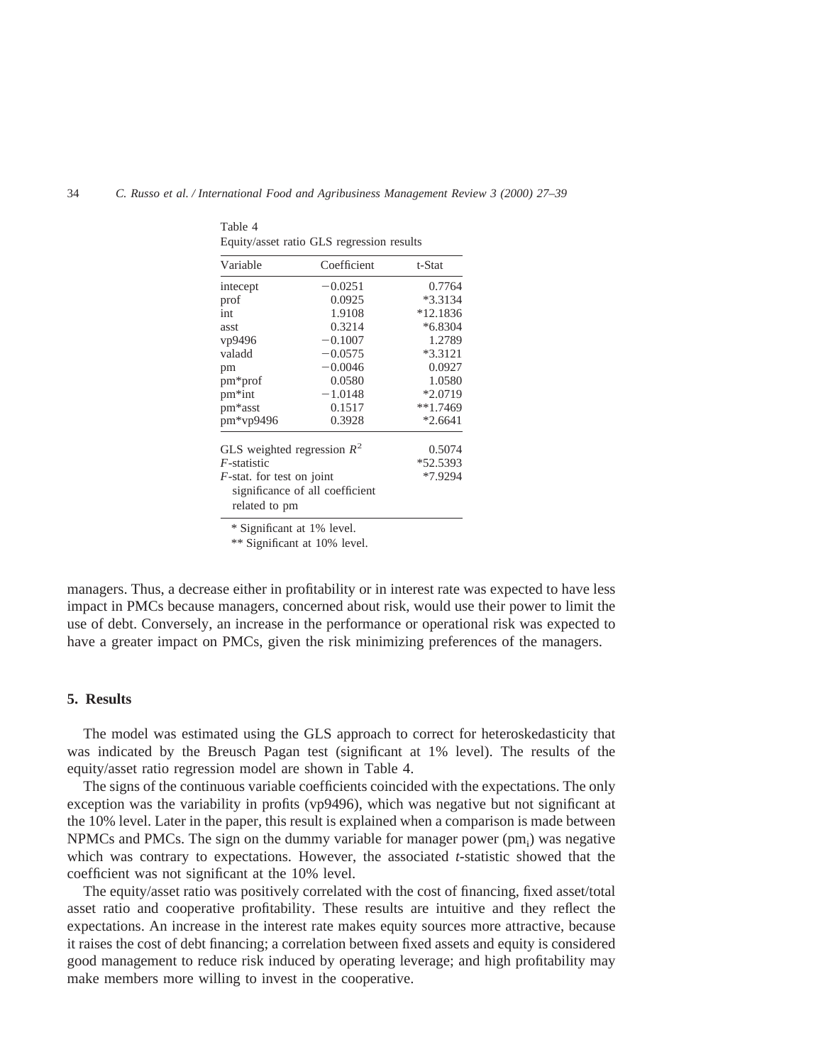Table 4
Equity/asset ratio GLS regression results

| Variable | Coefficient | t-Stat |
|---|---|---|
| intecept | −0.0251 | 0.7764 |
| prof | 0.0925 | *3.3134 |
| int | 1.9108 | *12.1836 |
| asst | 0.3214 | *6.8304 |
| vp9496 | −0.1007 | 1.2789 |
| valadd | −0.0575 | *3.3121 |
| pm | −0.0046 | 0.0927 |
| pm*prof | 0.0580 | 1.0580 |
| pm*int | −1.0148 | *2.0719 |
| pm*asst | 0.1517 | **1.7469 |
| pm*vp9496 | 0.3928 | *2.6641 |
| GLS weighted regression $R^2$ | | 0.5074 |
| *F*-statistic | | *52.5393 |
| *F*-stat. for test on joint significance of all coefficient related to pm | | *7.9294 |

\* Significant at 1% level.

\*\* Significant at 10% level.

managers. Thus, a decrease either in profitability or in interest rate was expected to have less impact in PMCs because managers, concerned about risk, would use their power to limit the use of debt. Conversely, an increase in the performance or operational risk was expected to have a greater impact on PMCs, given the risk minimizing preferences of the managers.

## 5. Results

The model was estimated using the GLS approach to correct for heteroskedasticity that was indicated by the Breusch Pagan test (significant at 1% level). The results of the equity/asset ratio regression model are shown in Table 4.

The signs of the continuous variable coefficients coincided with the expectations. The only exception was the variability in profits (vp9496), which was negative but not significant at the 10% level. Later in the paper, this result is explained when a comparison is made between NPMCs and PMCs. The sign on the dummy variable for manager power ($pm_i$) was negative which was contrary to expectations. However, the associated *t*-statistic showed that the coefficient was not significant at the 10% level.

The equity/asset ratio was positively correlated with the cost of financing, fixed asset/total asset ratio and cooperative profitability. These results are intuitive and they reflect the expectations. An increase in the interest rate makes equity sources more attractive, because it raises the cost of debt financing; a correlation between fixed assets and equity is considered good management to reduce risk induced by operating leverage; and high profitability may make members more willing to invest in the cooperative.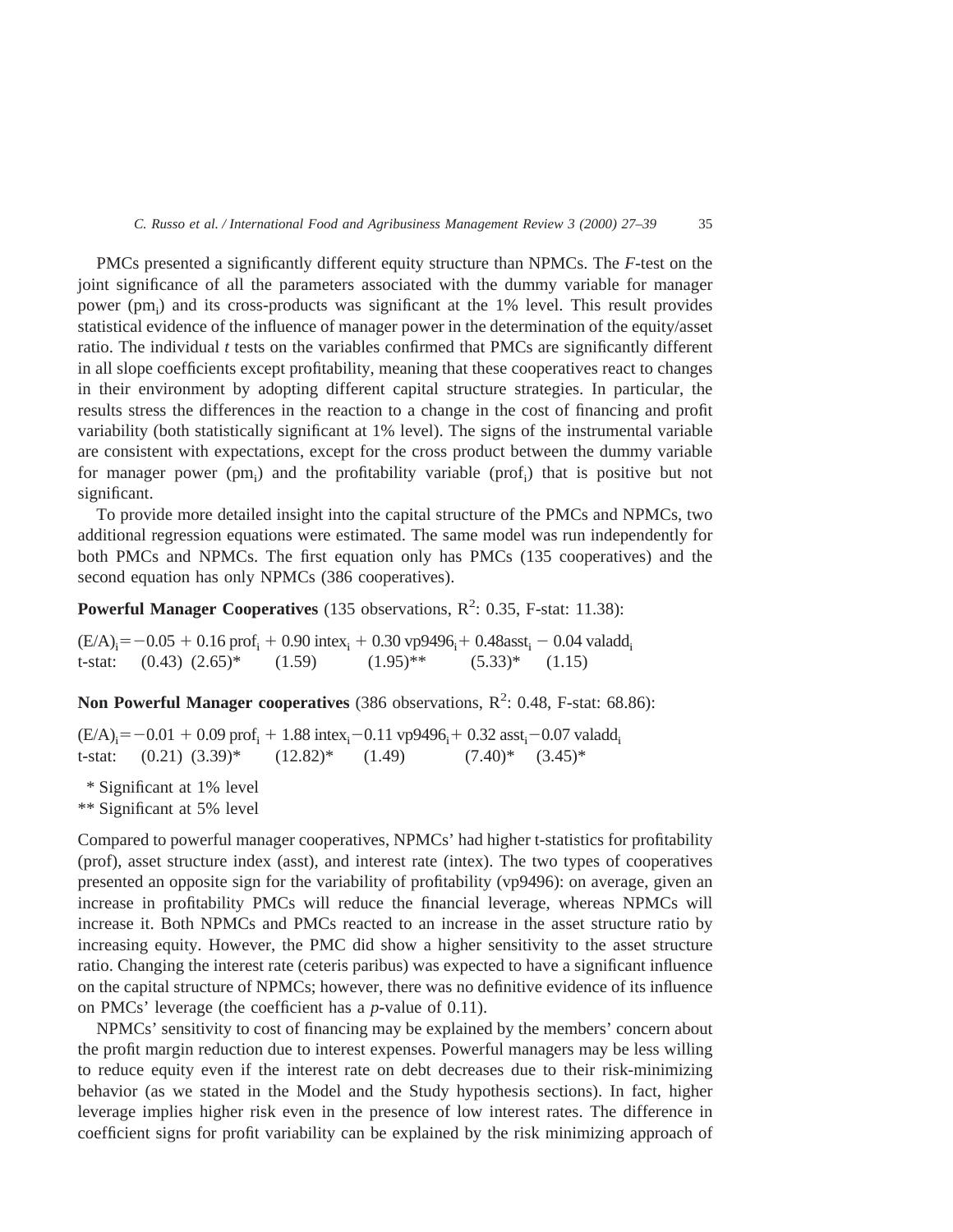PMCs presented a significantly different equity structure than NPMCs. The *F*-test on the joint significance of all the parameters associated with the dummy variable for manager power ($pm_i$) and its cross-products was significant at the 1% level. This result provides statistical evidence of the influence of manager power in the determination of the equity/asset ratio. The individual *t* tests on the variables confirmed that PMCs are significantly different in all slope coefficients except profitability, meaning that these cooperatives react to changes in their environment by adopting different capital structure strategies. In particular, the results stress the differences in the reaction to a change in the cost of financing and profit variability (both statistically significant at 1% level). The signs of the instrumental variable are consistent with expectations, except for the cross product between the dummy variable for manager power ($pm_i$) and the profitability variable ($prof_i$) that is positive but not significant.

To provide more detailed insight into the capital structure of the PMCs and NPMCs, two additional regression equations were estimated. The same model was run independently for both PMCs and NPMCs. The first equation only has PMCs (135 cooperatives) and the second equation has only NPMCs (386 cooperatives).

**Powerful Manager Cooperatives** (135 observations, $R^2$: 0.35, F-stat: 11.38):

$$(E/A)_i = -0.05 + 0.16\,prof_i + 0.90\,intex_i + 0.30\,vp9496_i + 0.48 asst_i - 0.04\,valadd_i$$

t-stat: (0.43) (2.65)* (1.59) (1.95)** (5.33)* (1.15)

**Non Powerful Manager cooperatives** (386 observations, $R^2$: 0.48, F-stat: 68.86):

$$(E/A)_i = -0.01 + 0.09\,prof_i + 1.88\,intex_i - 0.11\,vp9496_i + 0.32\,asst_i - 0.07\,valadd_i$$

t-stat: (0.21) (3.39)* (12.82)* (1.49) (7.40)* (3.45)*

\* Significant at 1% level
\*\* Significant at 5% level

Compared to powerful manager cooperatives, NPMCs' had higher t-statistics for profitability (prof), asset structure index (asst), and interest rate (intex). The two types of cooperatives presented an opposite sign for the variability of profitability (vp9496): on average, given an increase in profitability PMCs will reduce the financial leverage, whereas NPMCs will increase it. Both NPMCs and PMCs reacted to an increase in the asset structure ratio by increasing equity. However, the PMC did show a higher sensitivity to the asset structure ratio. Changing the interest rate (ceteris paribus) was expected to have a significant influence on the capital structure of NPMCs; however, there was no definitive evidence of its influence on PMCs' leverage (the coefficient has a *p*-value of 0.11).

NPMCs' sensitivity to cost of financing may be explained by the members' concern about the profit margin reduction due to interest expenses. Powerful managers may be less willing to reduce equity even if the interest rate on debt decreases due to their risk-minimizing behavior (as we stated in the Model and the Study hypothesis sections). In fact, higher leverage implies higher risk even in the presence of low interest rates. The difference in coefficient signs for profit variability can be explained by the risk minimizing approach of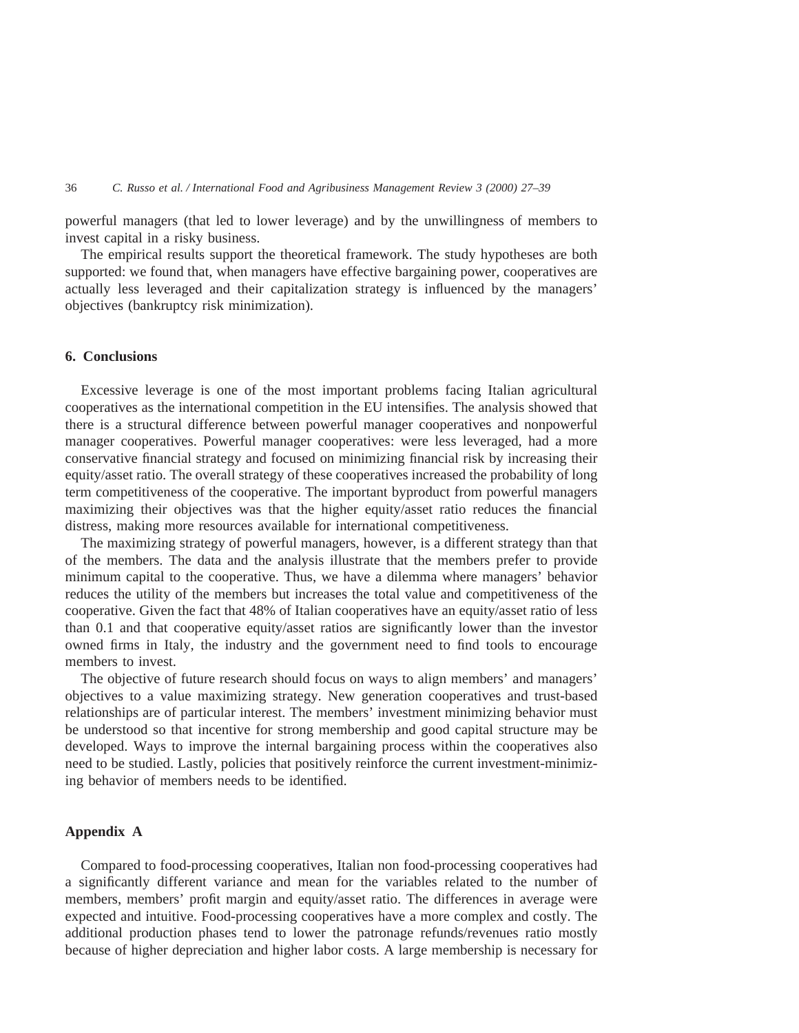powerful managers (that led to lower leverage) and by the unwillingness of members to invest capital in a risky business.

The empirical results support the theoretical framework. The study hypotheses are both supported: we found that, when managers have effective bargaining power, cooperatives are actually less leveraged and their capitalization strategy is influenced by the managers' objectives (bankruptcy risk minimization).

## 6. Conclusions

Excessive leverage is one of the most important problems facing Italian agricultural cooperatives as the international competition in the EU intensifies. The analysis showed that there is a structural difference between powerful manager cooperatives and nonpowerful manager cooperatives. Powerful manager cooperatives: were less leveraged, had a more conservative financial strategy and focused on minimizing financial risk by increasing their equity/asset ratio. The overall strategy of these cooperatives increased the probability of long term competitiveness of the cooperative. The important byproduct from powerful managers maximizing their objectives was that the higher equity/asset ratio reduces the financial distress, making more resources available for international competitiveness.

The maximizing strategy of powerful managers, however, is a different strategy than that of the members. The data and the analysis illustrate that the members prefer to provide minimum capital to the cooperative. Thus, we have a dilemma where managers' behavior reduces the utility of the members but increases the total value and competitiveness of the cooperative. Given the fact that 48% of Italian cooperatives have an equity/asset ratio of less than 0.1 and that cooperative equity/asset ratios are significantly lower than the investor owned firms in Italy, the industry and the government need to find tools to encourage members to invest.

The objective of future research should focus on ways to align members' and managers' objectives to a value maximizing strategy. New generation cooperatives and trust-based relationships are of particular interest. The members' investment minimizing behavior must be understood so that incentive for strong membership and good capital structure may be developed. Ways to improve the internal bargaining process within the cooperatives also need to be studied. Lastly, policies that positively reinforce the current investment-minimizing behavior of members needs to be identified.

## Appendix A

Compared to food-processing cooperatives, Italian non food-processing cooperatives had a significantly different variance and mean for the variables related to the number of members, members' profit margin and equity/asset ratio. The differences in average were expected and intuitive. Food-processing cooperatives have a more complex and costly. The additional production phases tend to lower the patronage refunds/revenues ratio mostly because of higher depreciation and higher labor costs. A large membership is necessary for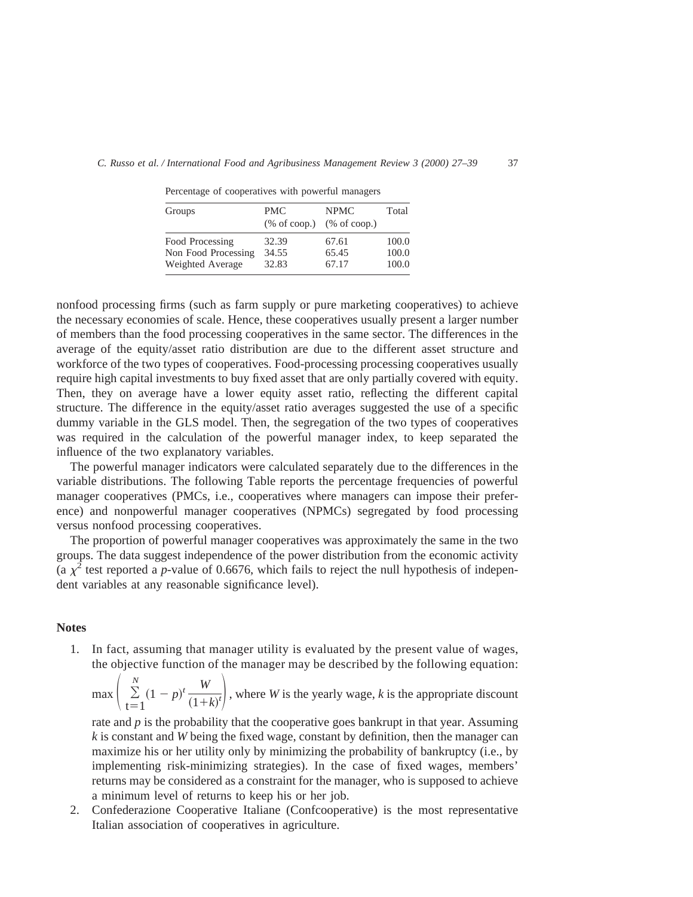Percentage of cooperatives with powerful managers

| Groups | PMC (% of coop.) | NPMC (% of coop.) | Total |
|---|---|---|---|
| Food Processing | 32.39 | 67.61 | 100.0 |
| Non Food Processing | 34.55 | 65.45 | 100.0 |
| Weighted Average | 32.83 | 67.17 | 100.0 |

nonfood processing firms (such as farm supply or pure marketing cooperatives) to achieve the necessary economies of scale. Hence, these cooperatives usually present a larger number of members than the food processing cooperatives in the same sector. The differences in the average of the equity/asset ratio distribution are due to the different asset structure and workforce of the two types of cooperatives. Food-processing processing cooperatives usually require high capital investments to buy fixed asset that are only partially covered with equity. Then, they on average have a lower equity asset ratio, reflecting the different capital structure. The difference in the equity/asset ratio averages suggested the use of a specific dummy variable in the GLS model. Then, the segregation of the two types of cooperatives was required in the calculation of the powerful manager index, to keep separated the influence of the two explanatory variables.

The powerful manager indicators were calculated separately due to the differences in the variable distributions. The following Table reports the percentage frequencies of powerful manager cooperatives (PMCs, i.e., cooperatives where managers can impose their preference) and nonpowerful manager cooperatives (NPMCs) segregated by food processing versus nonfood processing cooperatives.

The proportion of powerful manager cooperatives was approximately the same in the two groups. The data suggest independence of the power distribution from the economic activity (a $\chi^2$ test reported a *p*-value of 0.6676, which fails to reject the null hypothesis of independent variables at any reasonable significance level).

## Notes

1. In fact, assuming that manager utility is evaluated by the present value of wages, the objective function of the manager may be described by the following equation: $\max\left(\sum_{t=1}^{N}(1-p)^t\frac{W}{(1+k)^t}\right)$, where $W$ is the yearly wage, $k$ is the appropriate discount rate and $p$ is the probability that the cooperative goes bankrupt in that year. Assuming $k$ is constant and $W$ being the fixed wage, constant by definition, then the manager can maximize his or her utility only by minimizing the probability of bankruptcy (i.e., by implementing risk-minimizing strategies). In the case of fixed wages, members' returns may be considered as a constraint for the manager, who is supposed to achieve a minimum level of returns to keep his or her job.
2. Confederazione Cooperative Italiane (Confcooperative) is the most representative Italian association of cooperatives in agriculture.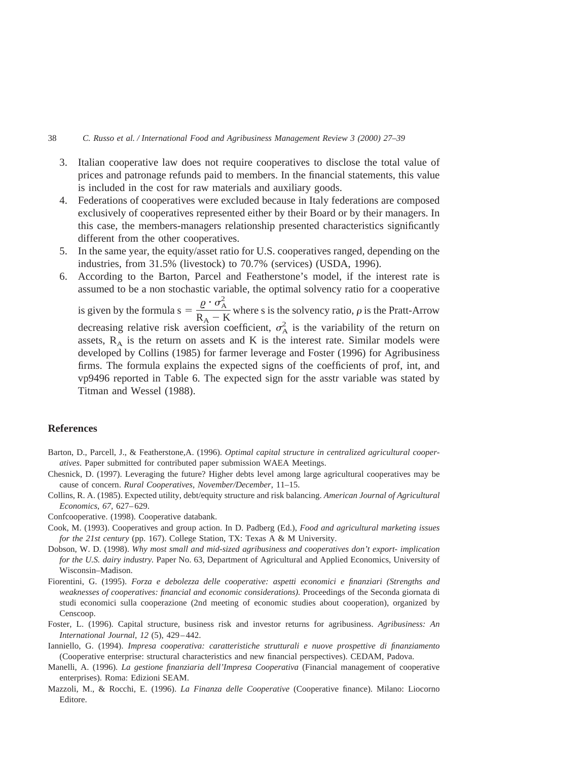3. Italian cooperative law does not require cooperatives to disclose the total value of prices and patronage refunds paid to members. In the financial statements, this value is included in the cost for raw materials and auxiliary goods.
4. Federations of cooperatives were excluded because in Italy federations are composed exclusively of cooperatives represented either by their Board or by their managers. In this case, the members-managers relationship presented characteristics significantly different from the other cooperatives.
5. In the same year, the equity/asset ratio for U.S. cooperatives ranged, depending on the industries, from 31.5% (livestock) to 70.7% (services) (USDA, 1996).
6. According to the Barton, Parcel and Featherstone's model, if the interest rate is assumed to be a non stochastic variable, the optimal solvency ratio for a cooperative is given by the formula $s = \frac{\varrho \cdot \sigma_A^2}{R_A - K}$ where s is the solvency ratio, $\rho$ is the Pratt-Arrow decreasing relative risk aversion coefficient, $\sigma_A^2$ is the variability of the return on assets, $R_A$ is the return on assets and K is the interest rate. Similar models were developed by Collins (1985) for farmer leverage and Foster (1996) for Agribusiness firms. The formula explains the expected signs of the coefficients of prof, int, and vp9496 reported in Table 6. The expected sign for the asstr variable was stated by Titman and Wessel (1988).

## References

Barton, D., Parcell, J., & Featherstone,A. (1996). *Optimal capital structure in centralized agricultural cooperatives*. Paper submitted for contributed paper submission WAEA Meetings.

Chesnick, D. (1997). Leveraging the future? Higher debts level among large agricultural cooperatives may be cause of concern. *Rural Cooperatives, November/December*, 11–15.

Collins, R. A. (1985). Expected utility, debt/equity structure and risk balancing. *American Journal of Agricultural Economics*, *67*, 627–629.

Confcooperative. (1998). Cooperative databank.

Cook, M. (1993). Cooperatives and group action. In D. Padberg (Ed.), *Food and agricultural marketing issues for the 21st century* (pp. 167). College Station, TX: Texas A & M University.

Dobson, W. D. (1998). *Why most small and mid-sized agribusiness and cooperatives don't export- implication for the U.S. dairy industry*. Paper No. 63, Department of Agricultural and Applied Economics, University of Wisconsin–Madison.

Fiorentini, G. (1995). *Forza e debolezza delle cooperative: aspetti economici e finanziari (Strengths and weaknesses of cooperatives: financial and economic considerations)*. Proceedings of the Seconda giornata di studi economici sulla cooperazione (2nd meeting of economic studies about cooperation), organized by Censcoop.

Foster, L. (1996). Capital structure, business risk and investor returns for agribusiness. *Agribusiness: An International Journal*, *12* (5), 429–442.

Ianniello, G. (1994). *Impresa cooperativa: caratteristiche strutturali e nuove prospettive di finanziamento* (Cooperative enterprise: structural characteristics and new financial perspectives). CEDAM, Padova.

Manelli, A. (1996). *La gestione finanziaria dell'Impresa Cooperativa* (Financial management of cooperative enterprises). Roma: Edizioni SEAM.

Mazzoli, M., & Rocchi, E. (1996). *La Finanza delle Cooperative* (Cooperative finance). Milano: Liocorno Editore.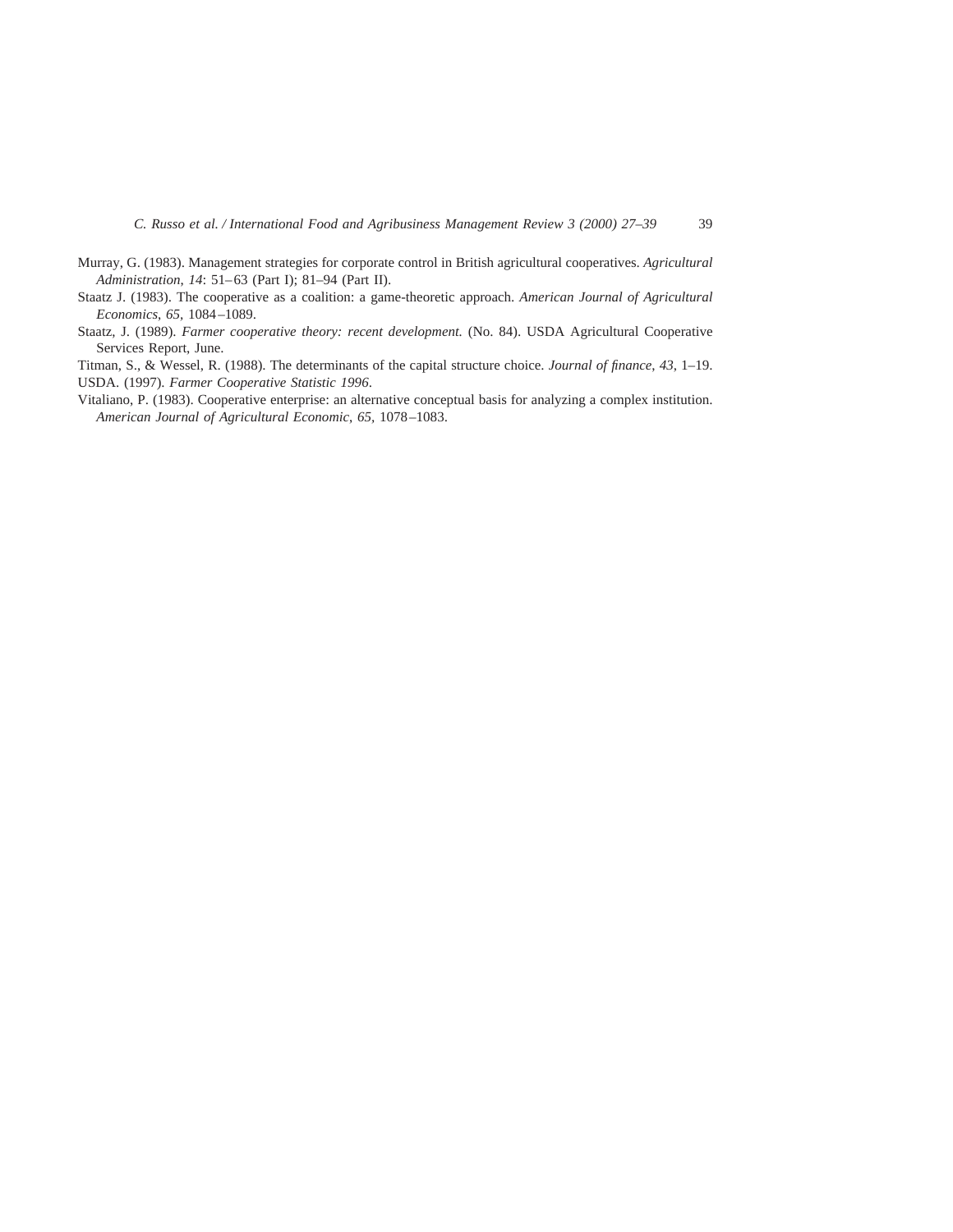Murray, G. (1983). Management strategies for corporate control in British agricultural cooperatives. *Agricultural Administration, 14*: 51–63 (Part I); 81–94 (Part II).

Staatz J. (1983). The cooperative as a coalition: a game-theoretic approach. *American Journal of Agricultural Economics, 65,* 1084–1089.

Staatz, J. (1989). *Farmer cooperative theory: recent development.* (No. 84). USDA Agricultural Cooperative Services Report, June.

Titman, S., & Wessel, R. (1988). The determinants of the capital structure choice. *Journal of finance, 43,* 1–19.

USDA. (1997). *Farmer Cooperative Statistic 1996*.

Vitaliano, P. (1983). Cooperative enterprise: an alternative conceptual basis for analyzing a complex institution. *American Journal of Agricultural Economic, 65,* 1078–1083.